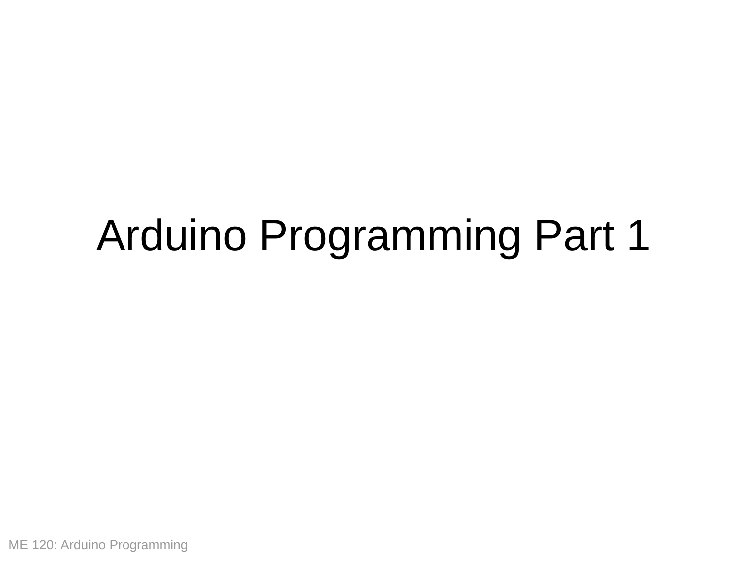# Arduino Programming Part 1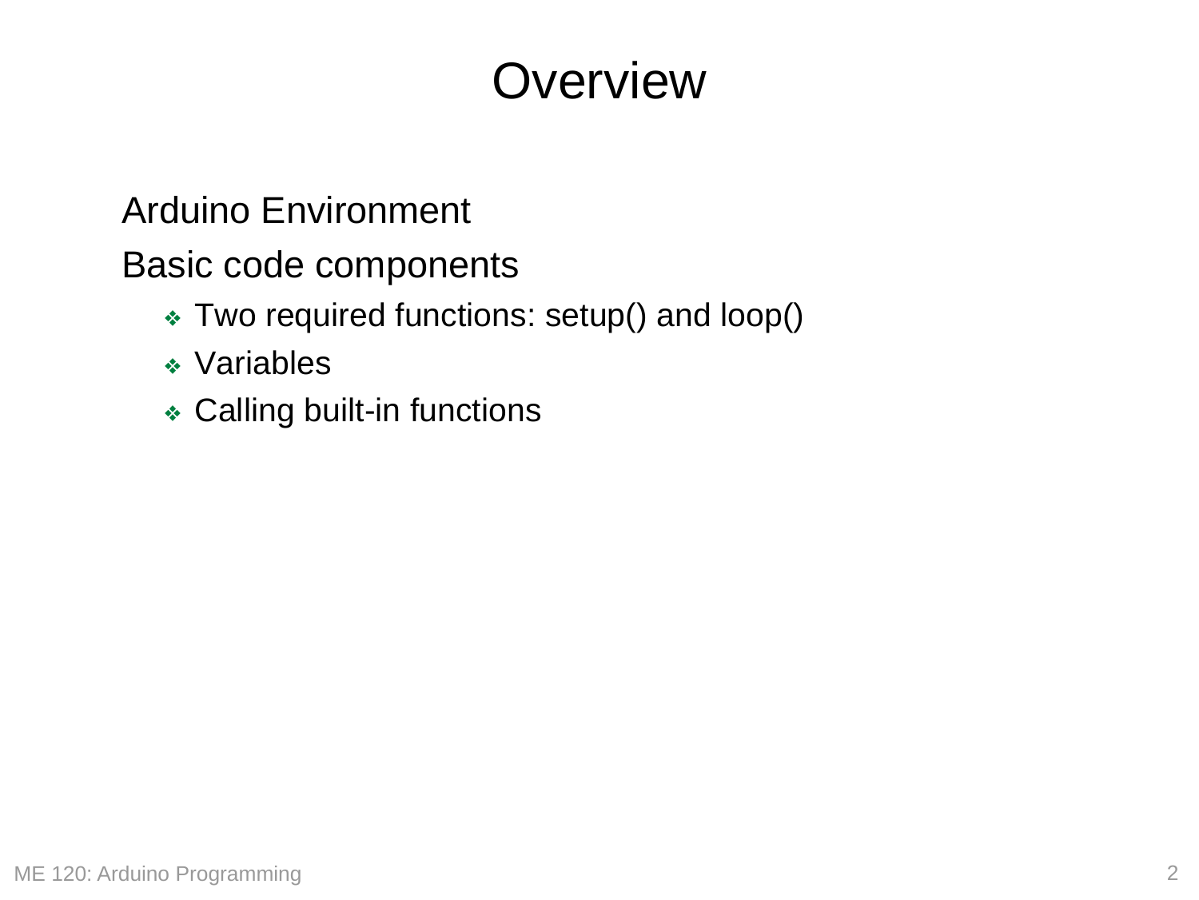# Overview

Arduino Environment

Basic code components

- Two required functions: setup() and loop()
- Variables
- Calling built-in functions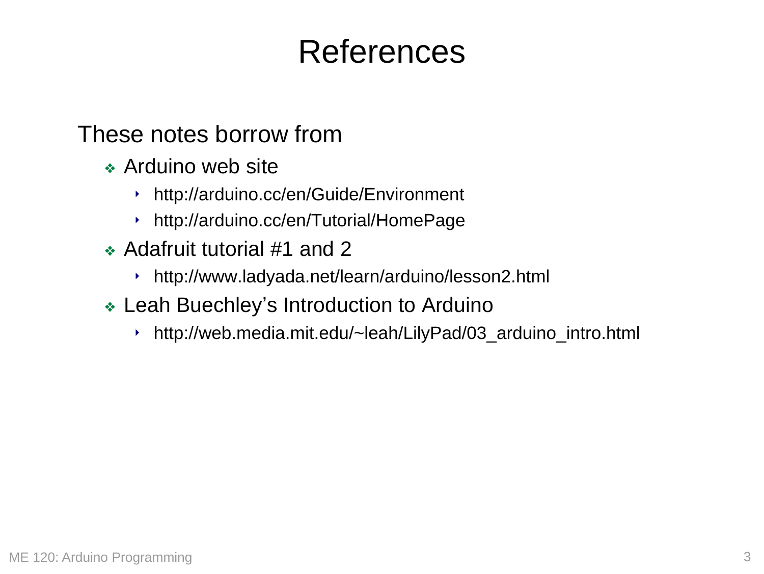# References

These notes borrow from

- Arduino web site
  - http://arduino.cc/en/Guide/Environment
  - http://arduino.cc/en/Tutorial/HomePage
- Adafruit tutorial #1 and 2
  - http://www.ladyada.net/learn/arduino/lesson2.html
- Leah Buechley's Introduction to Arduino
  - http://web.media.mit.edu/~leah/LilyPad/03_arduino_intro.html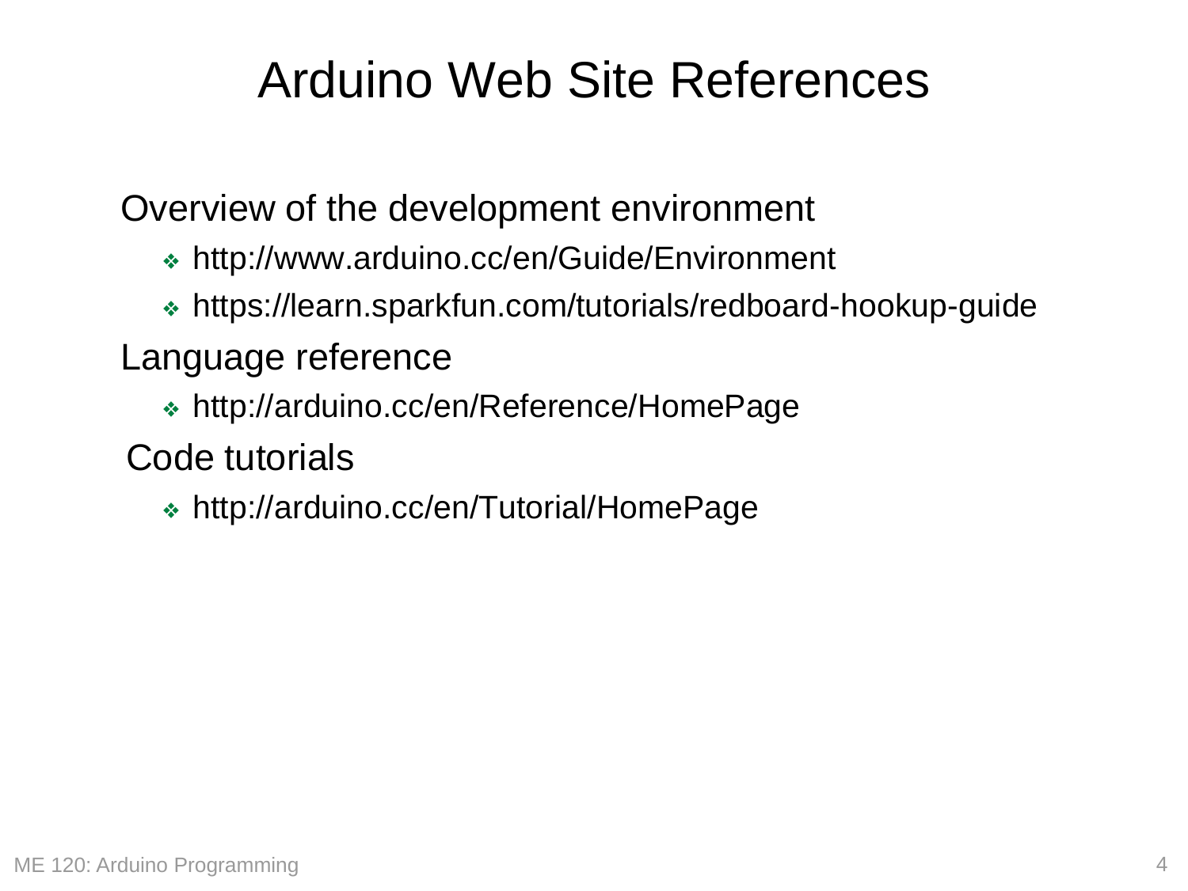# Arduino Web Site References

Overview of the development environment

- http://www.arduino.cc/en/Guide/Environment
- https://learn.sparkfun.com/tutorials/redboard-hookup-guide

Language reference

- http://arduino.cc/en/Reference/HomePage

Code tutorials

- http://arduino.cc/en/Tutorial/HomePage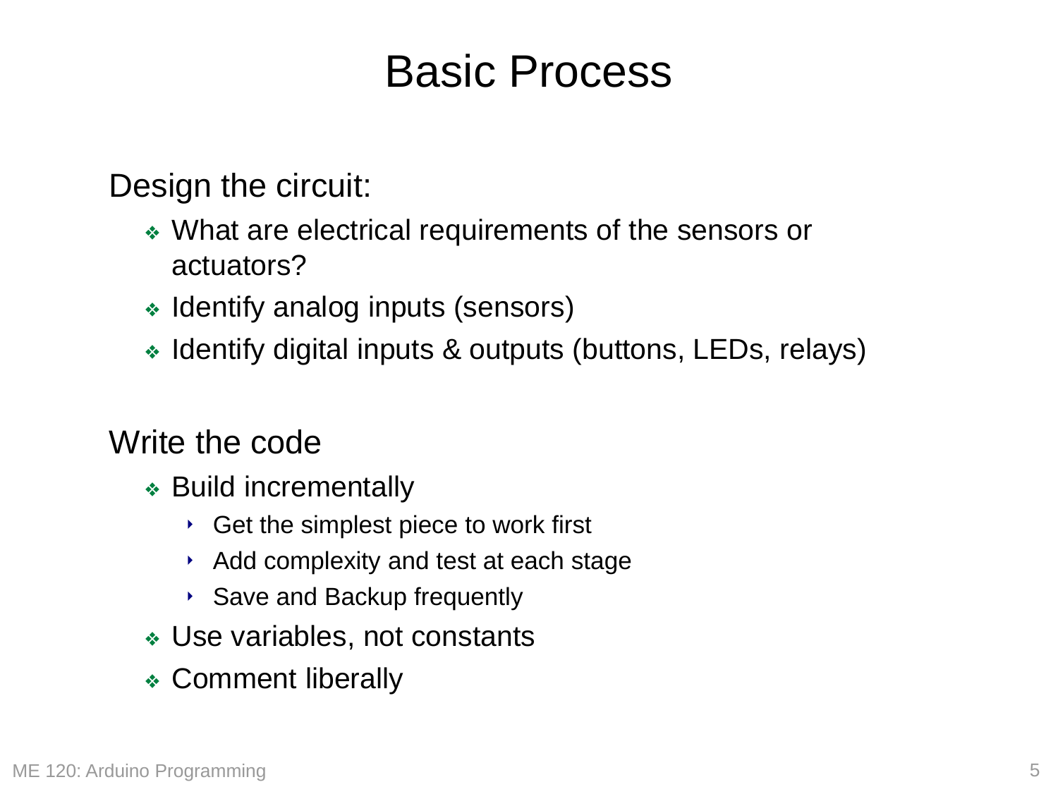# Basic Process

Design the circuit:

- What are electrical requirements of the sensors or actuators?
- Identify analog inputs (sensors)
- Identify digital inputs & outputs (buttons, LEDs, relays)

Write the code

- Build incrementally
  - Get the simplest piece to work first
  - Add complexity and test at each stage
  - Save and Backup frequently
- Use variables, not constants
- Comment liberally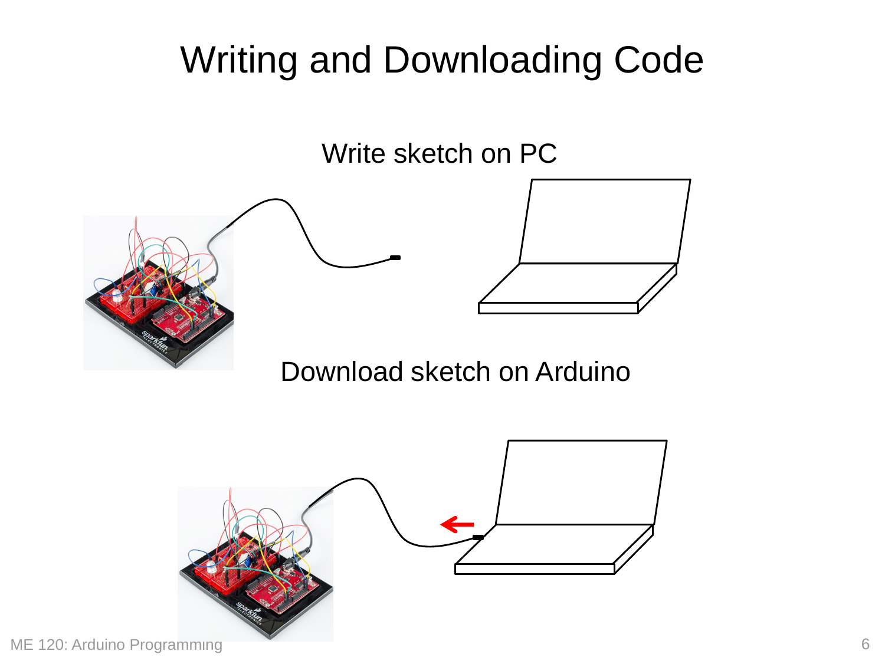# Writing and Downloading Code

Write sketch on PC

Download sketch on Arduino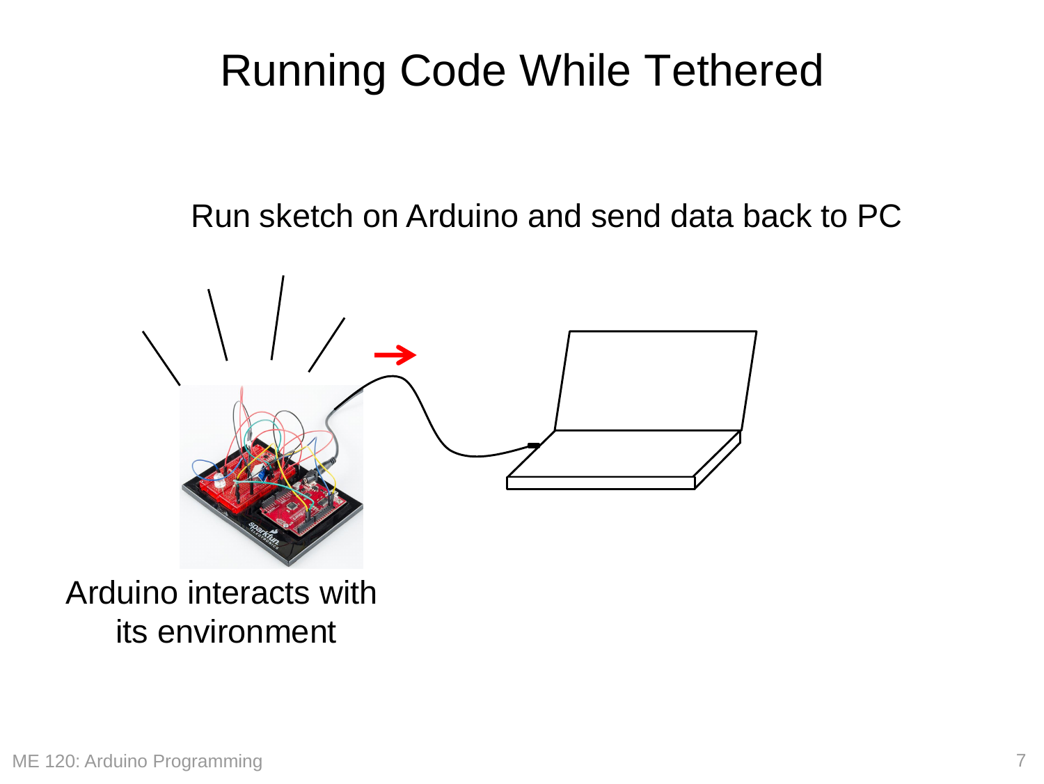# Running Code While Tethered

Run sketch on Arduino and send data back to PC

Arduino interacts with its environment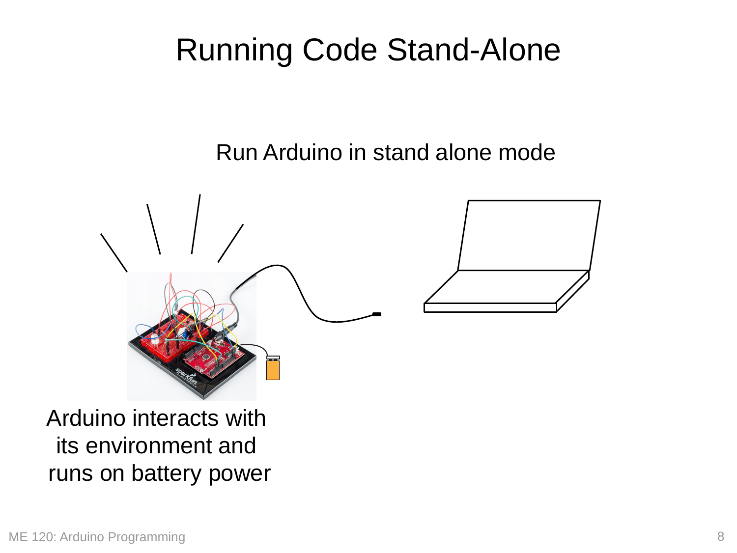# Running Code Stand-Alone

Run Arduino in stand alone mode

Arduino interacts with its environment and runs on battery power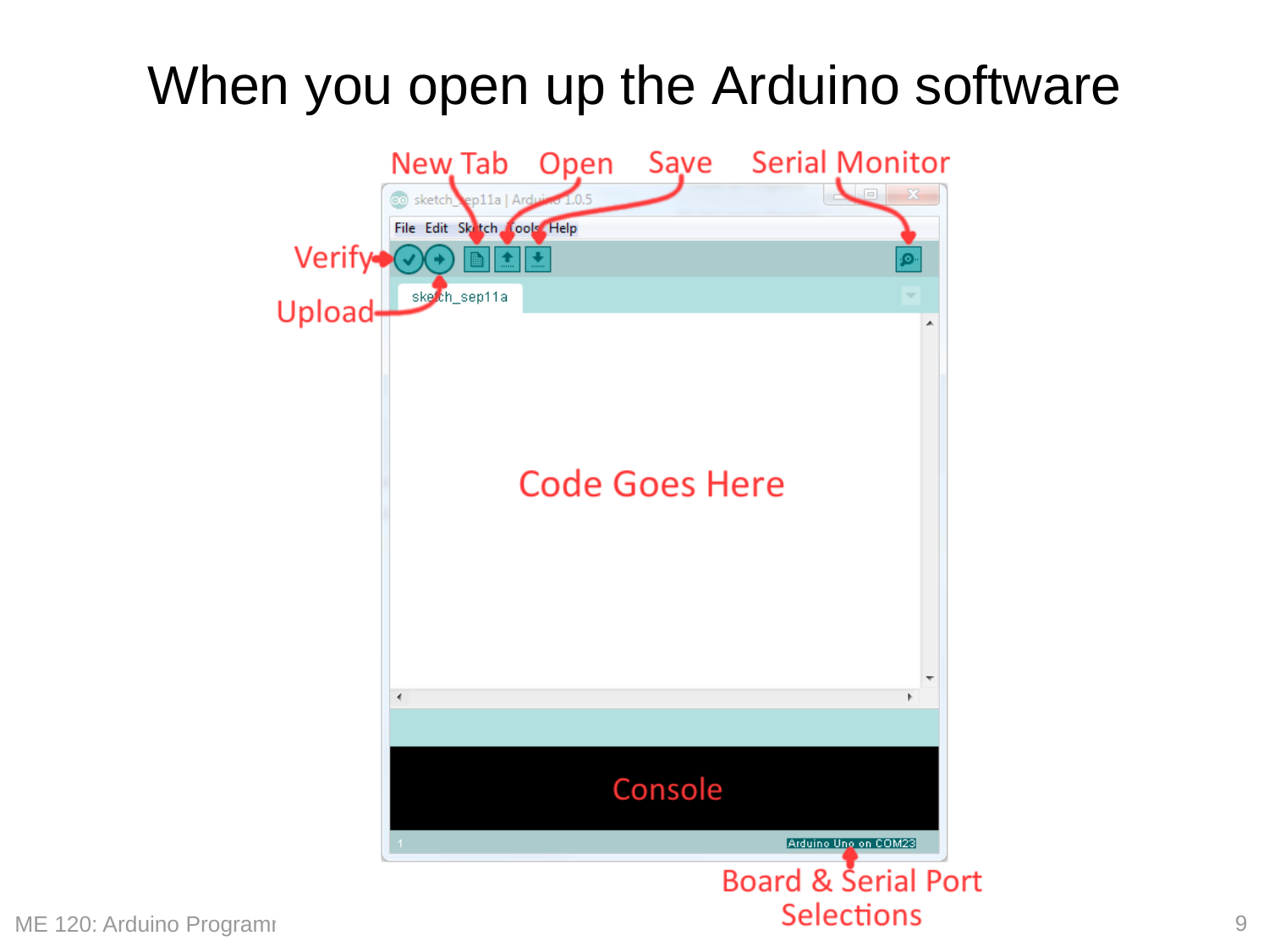# When you open up the Arduino software

New Tab

Open

Save

Serial Monitor

Verify

Upload

Code Goes Here

Console

Board & Serial Port Selections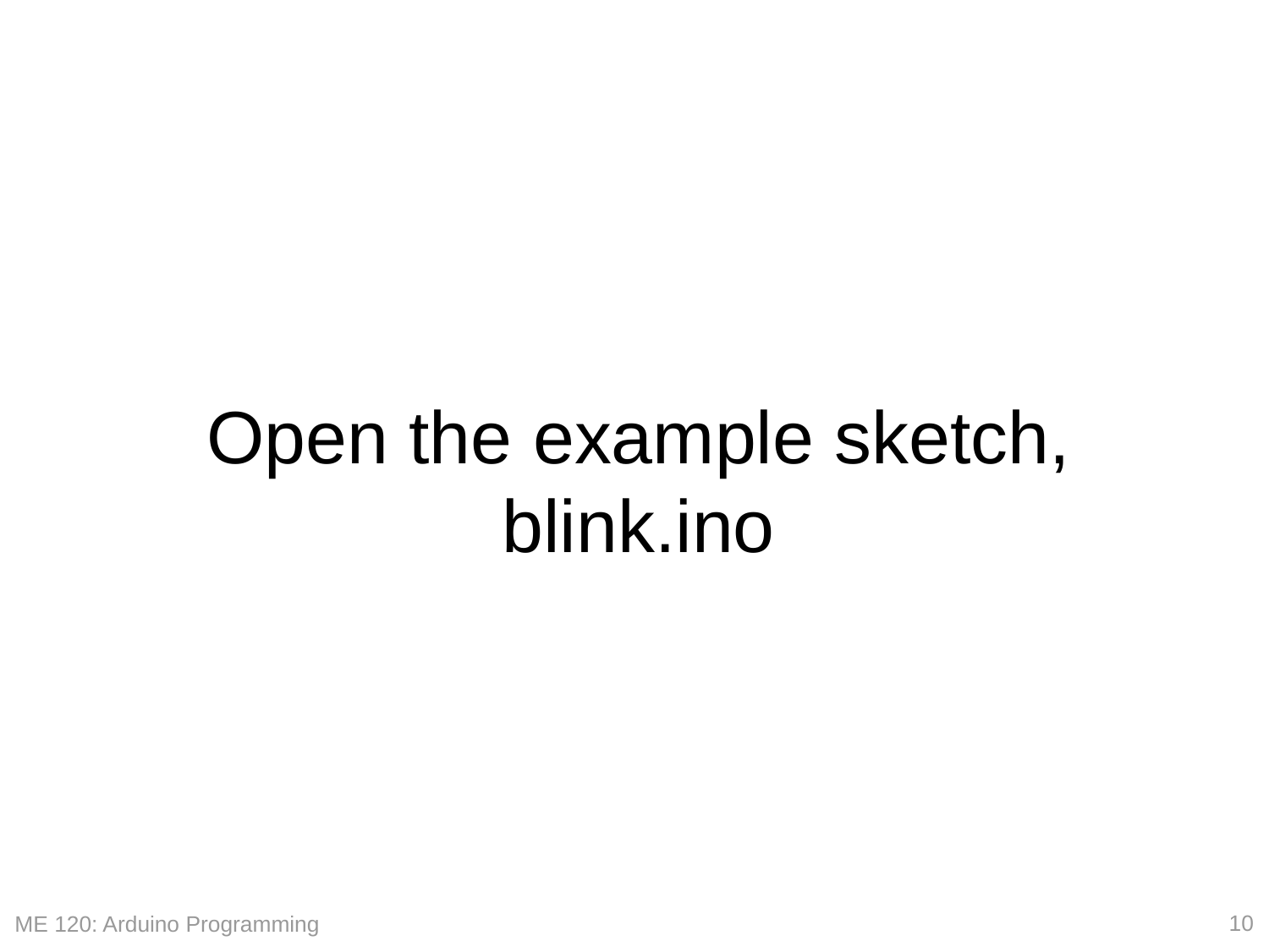# Open the example sketch, blink.ino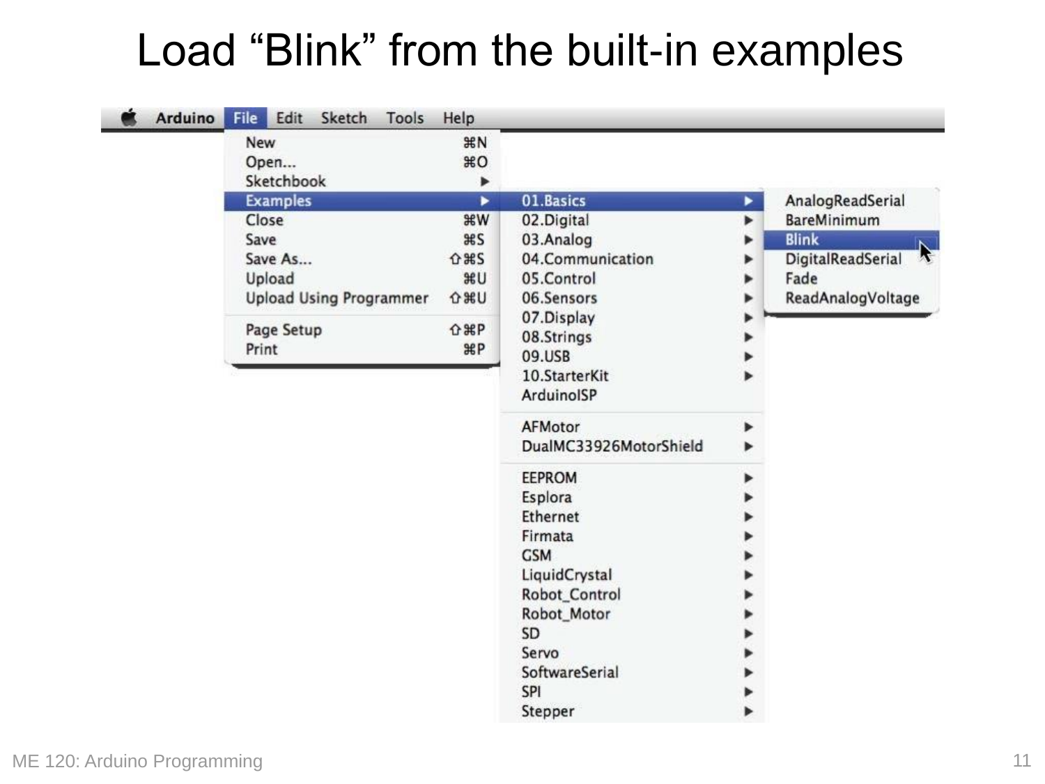# Load “Blink” from the built-in examples

Arduino | File | Edit | Sketch | Tools | Help

**File**

- New ⌘N
- Open... ⌘O
- Sketchbook ▶
- **Examples ▶**
- Close ⌘W
- Save ⌘S
- Save As... ⇧⌘S
- Upload ⌘U
- Upload Using Programmer ⇧⌘U
- Page Setup ⇧⌘P
- Print ⌘P

**Examples**

- **01.Basics ▶**
- 02.Digital ▶
- 03.Analog ▶
- 04.Communication ▶
- 05.Control ▶
- 06.Sensors ▶
- 07.Display ▶
- 08.Strings ▶
- 09.USB ▶
- 10.StarterKit ▶
- ArduinoISP
- AFMotor ▶
- DualMC33926MotorShield ▶
- EEPROM ▶
- Esplora ▶
- Ethernet ▶
- Firmata ▶
- GSM ▶
- LiquidCrystal ▶
- Robot_Control ▶
- Robot_Motor ▶
- SD ▶
- Servo ▶
- SoftwareSerial ▶
- SPI ▶
- Stepper ▶

**01.Basics**

- AnalogReadSerial
- BareMinimum
- **Blink**
- DigitalReadSerial
- Fade
- ReadAnalogVoltage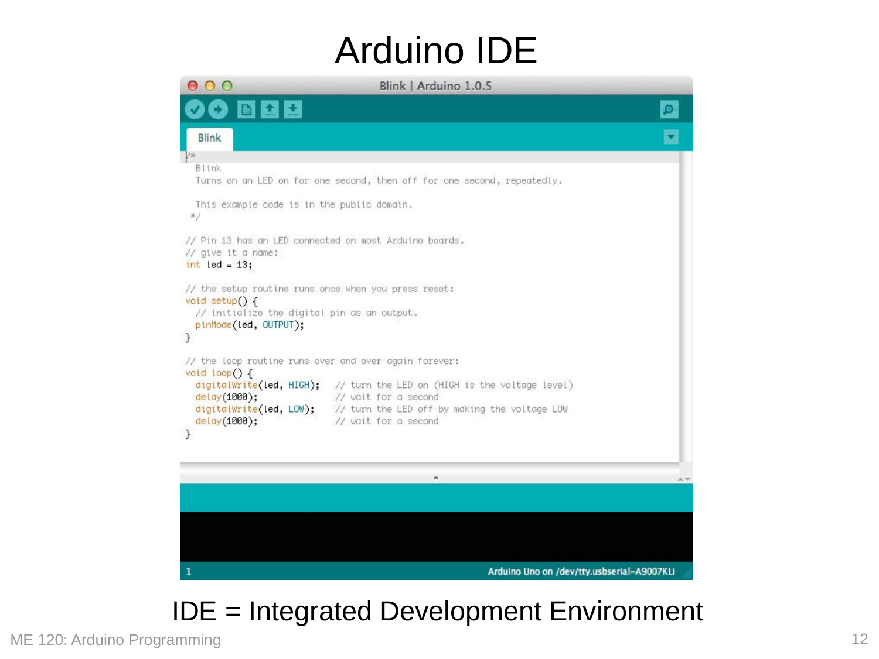# Arduino IDE

```
Blink | Arduino 1.0.5

Blink

/*
  Blink
  Turns on an LED on for one second, then off for one second, repeatedly.

  This example code is in the public domain.
 */

// Pin 13 has an LED connected on most Arduino boards.
// give it a name:
int led = 13;

// the setup routine runs once when you press reset:
void setup() {
  // initialize the digital pin as an output.
  pinMode(led, OUTPUT);
}

// the loop routine runs over and over again forever:
void loop() {
  digitalWrite(led, HIGH);   // turn the LED on (HIGH is the voltage level)
  delay(1000);               // wait for a second
  digitalWrite(led, LOW);    // turn the LED off by making the voltage LOW
  delay(1000);               // wait for a second
}

1                                   Arduino Uno on /dev/tty.usbserial-A9007KLi
```

IDE = Integrated Development Environment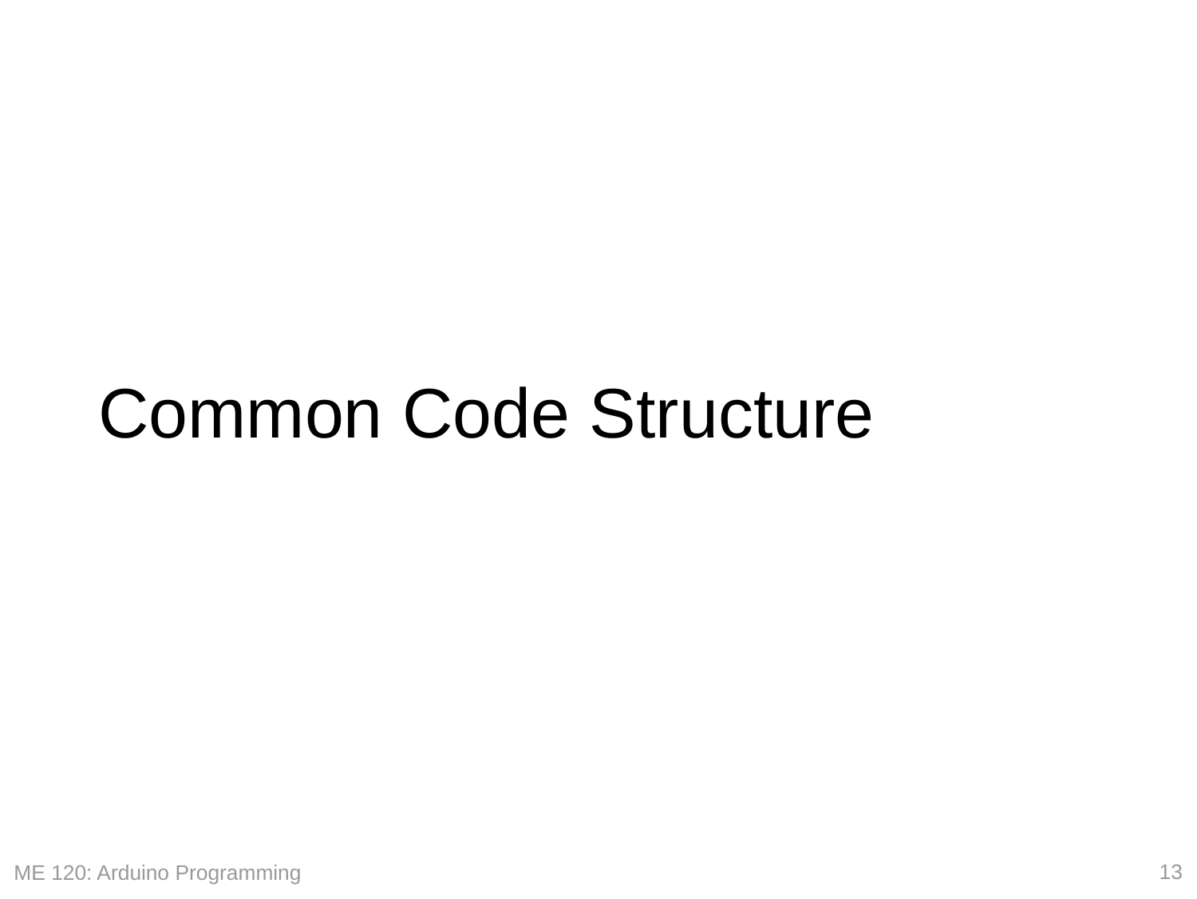# Common Code Structure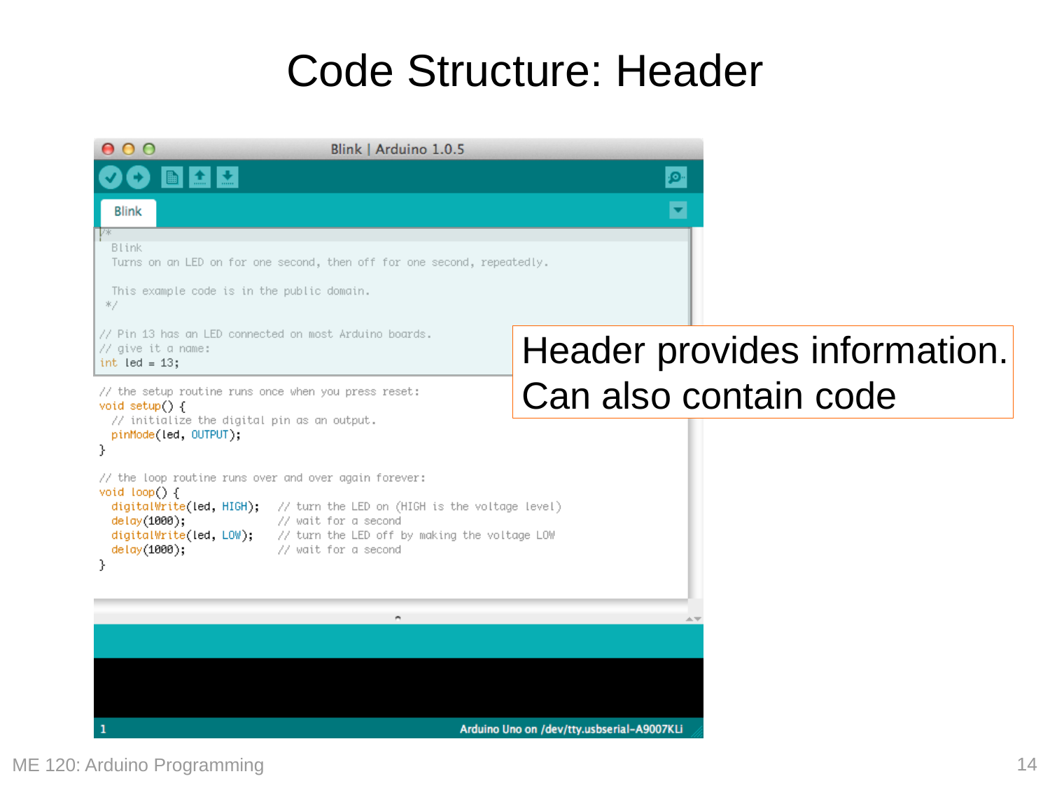# Code Structure: Header

```
/*
  Blink
  Turns on an LED on for one second, then off for one second, repeatedly.

  This example code is in the public domain.
 */

// Pin 13 has an LED connected on most Arduino boards.
// give it a name:
int led = 13;

// the setup routine runs once when you press reset:
void setup() {
  // initialize the digital pin as an output.
  pinMode(led, OUTPUT);
}

// the loop routine runs over and over again forever:
void loop() {
  digitalWrite(led, HIGH);   // turn the LED on (HIGH is the voltage level)
  delay(1000);               // wait for a second
  digitalWrite(led, LOW);    // turn the LED off by making the voltage LOW
  delay(1000);               // wait for a second
}
```

Header provides information.
Can also contain code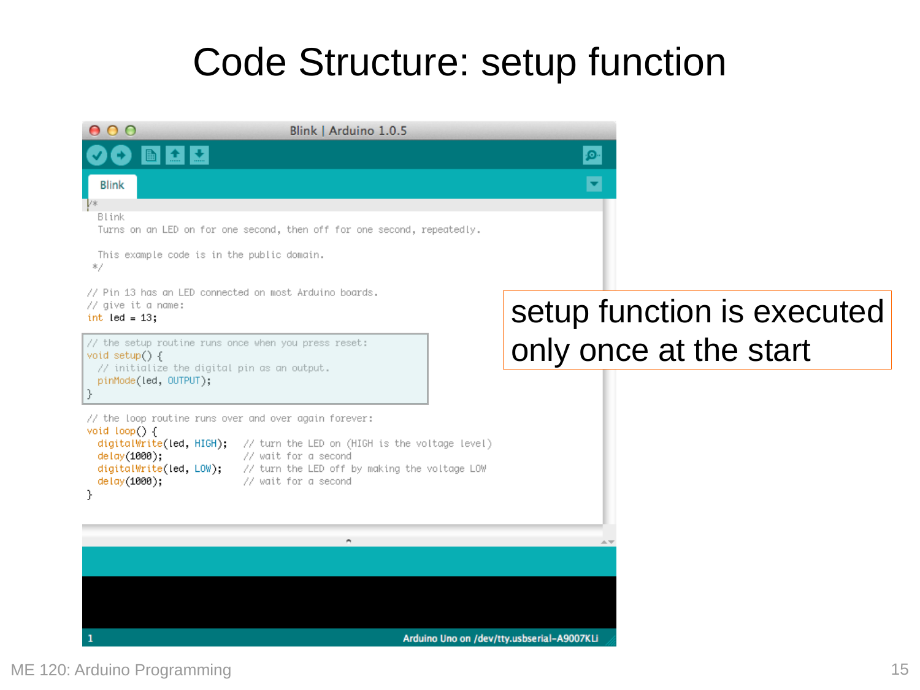# Code Structure: setup function

Blink | Arduino 1.0.5

```
/*
  Blink
  Turns on an LED on for one second, then off for one second, repeatedly.

  This example code is in the public domain.
 */

// Pin 13 has an LED connected on most Arduino boards.
// give it a name:
int led = 13;

// the setup routine runs once when you press reset:
void setup() {
  // initialize the digital pin as an output.
  pinMode(led, OUTPUT);
}

// the loop routine runs over and over again forever:
void loop() {
  digitalWrite(led, HIGH);   // turn the LED on (HIGH is the voltage level)
  delay(1000);               // wait for a second
  digitalWrite(led, LOW);    // turn the LED off by making the voltage LOW
  delay(1000);               // wait for a second
}
```

1 Arduino Uno on /dev/tty.usbserial-A9007KLi

setup function is executed only once at the start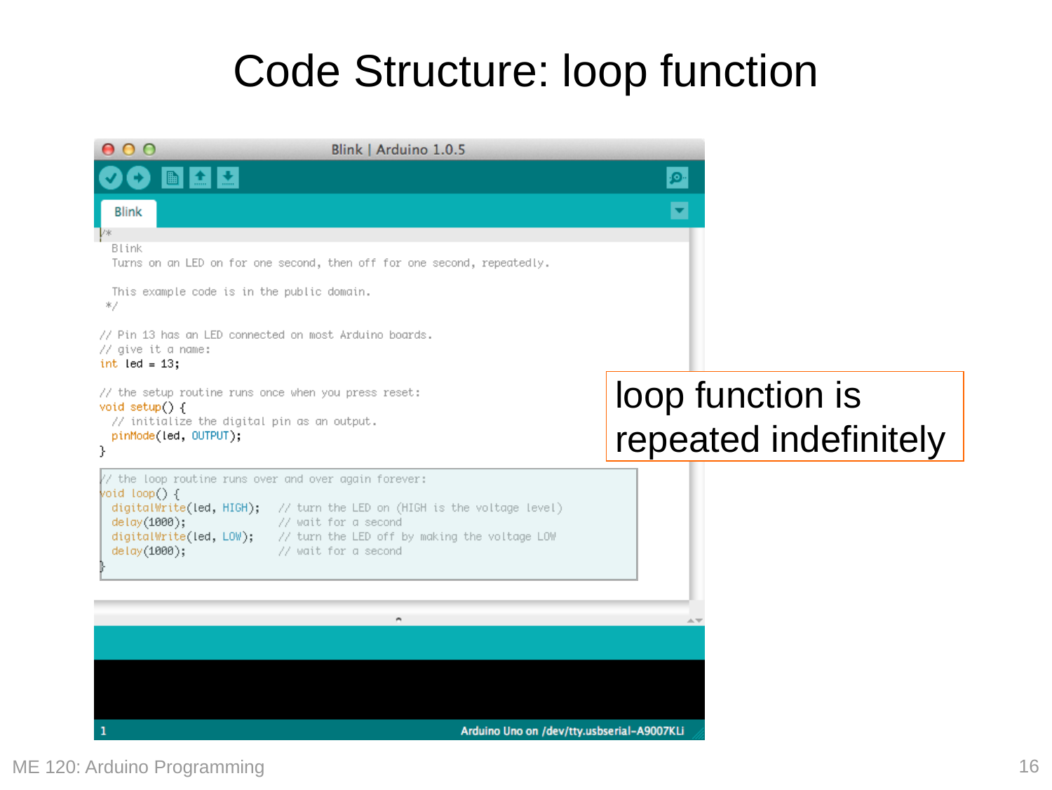# Code Structure: loop function

Blink | Arduino 1.0.5

```
/*
  Blink
  Turns on an LED on for one second, then off for one second, repeatedly.

  This example code is in the public domain.
 */

// Pin 13 has an LED connected on most Arduino boards.
// give it a name:
int led = 13;

// the setup routine runs once when you press reset:
void setup() {
  // initialize the digital pin as an output.
  pinMode(led, OUTPUT);
}

// the loop routine runs over and over again forever:
void loop() {
  digitalWrite(led, HIGH);   // turn the LED on (HIGH is the voltage level)
  delay(1000);               // wait for a second
  digitalWrite(led, LOW);    // turn the LED off by making the voltage LOW
  delay(1000);               // wait for a second
}
```

Arduino Uno on /dev/tty.usbserial-A9007KLi

loop function is repeated indefinitely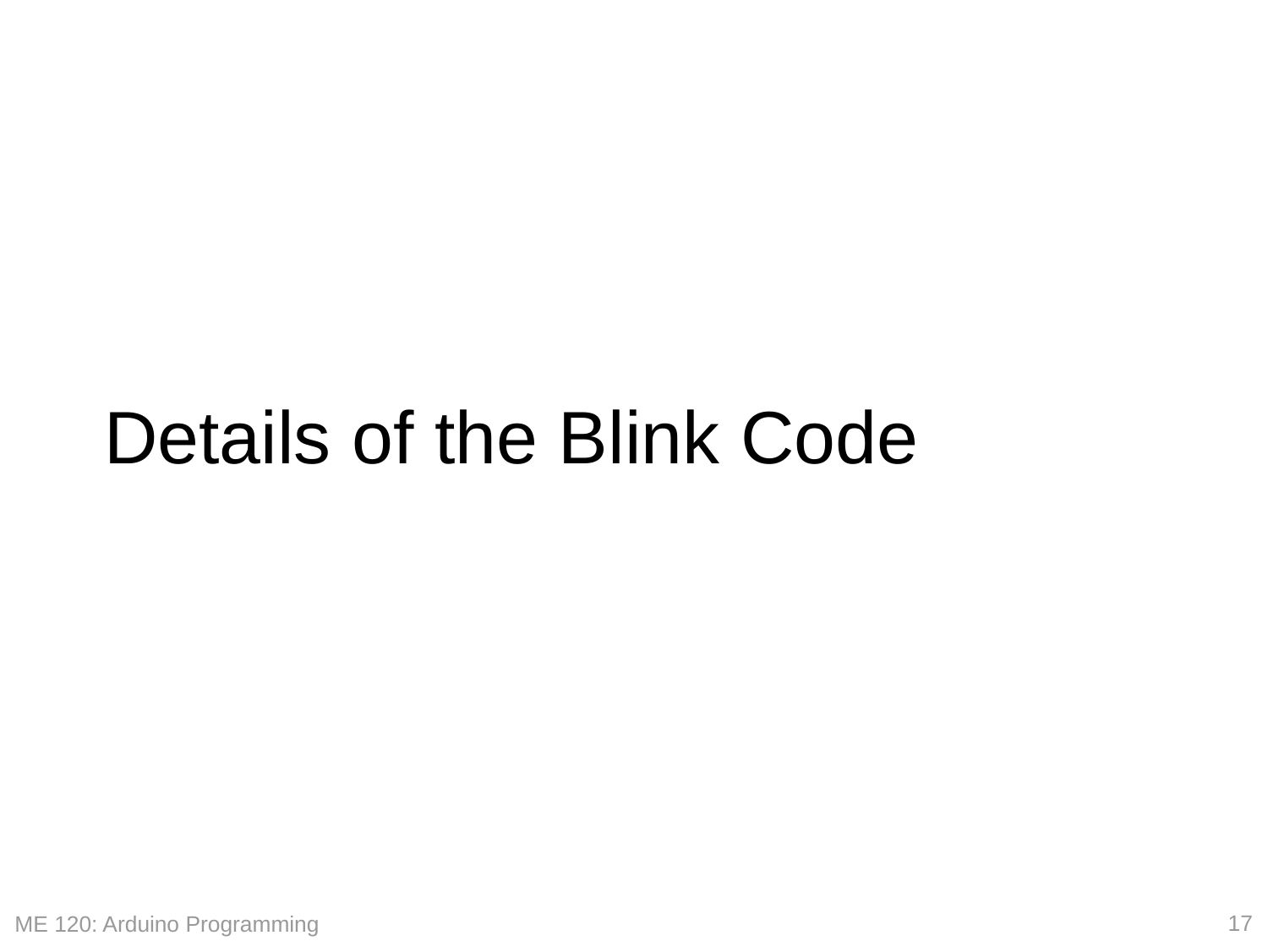# Details of the Blink Code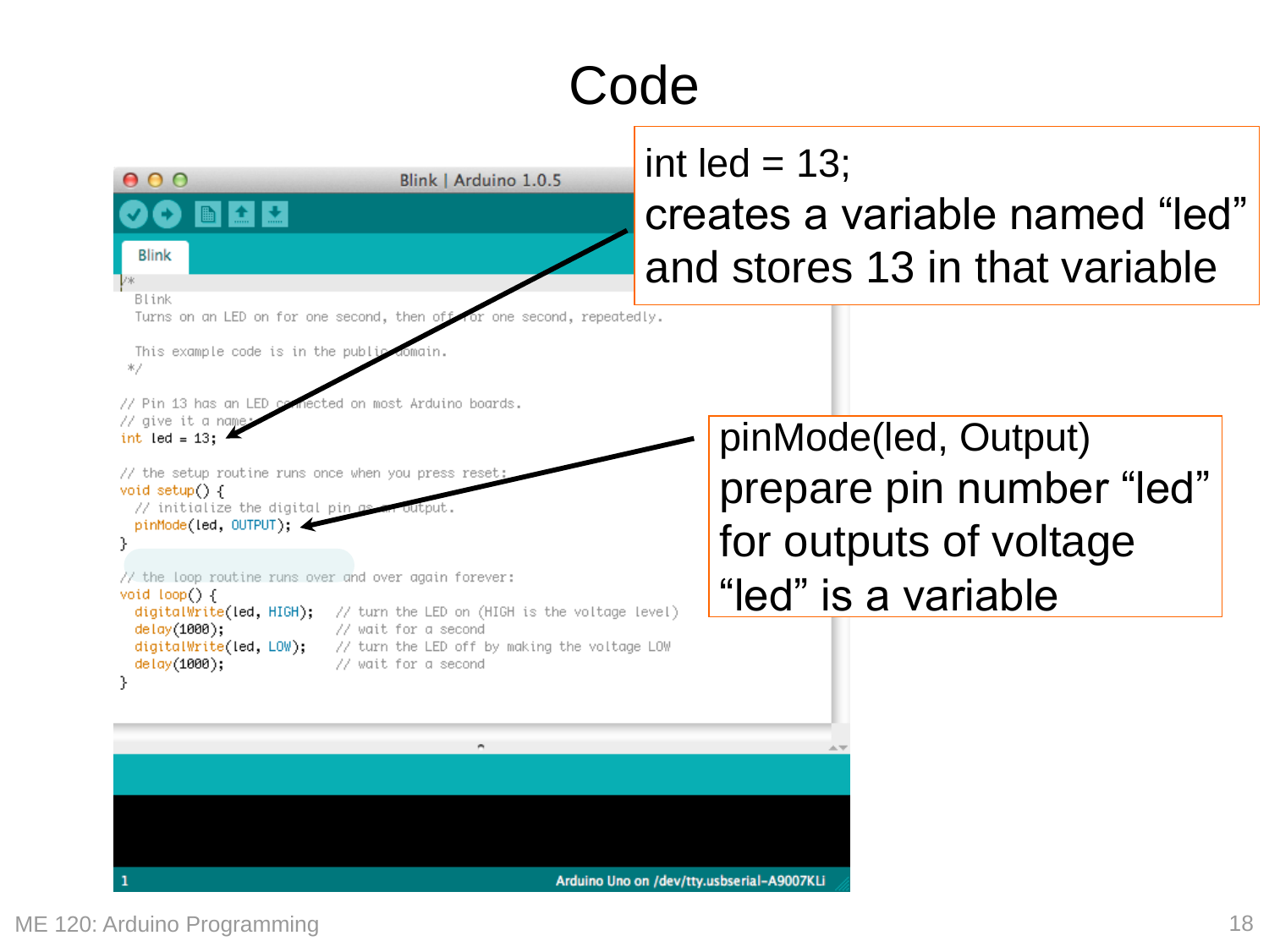# Code

```
/*
  Blink
  Turns on an LED on for one second, then off for one second, repeatedly.

  This example code is in the public domain.
 */

// Pin 13 has an LED connected on most Arduino boards.
// give it a name:
int led = 13;

// the setup routine runs once when you press reset:
void setup() {
  // initialize the digital pin as an output.
  pinMode(led, OUTPUT);
}

// the loop routine runs over and over again forever:
void loop() {
  digitalWrite(led, HIGH);   // turn the LED on (HIGH is the voltage level)
  delay(1000);               // wait for a second
  digitalWrite(led, LOW);    // turn the LED off by making the voltage LOW
  delay(1000);               // wait for a second
}
```

int led = 13;
creates a variable named “led” and stores 13 in that variable

pinMode(led, Output)
prepare pin number “led” for outputs of voltage
“led” is a variable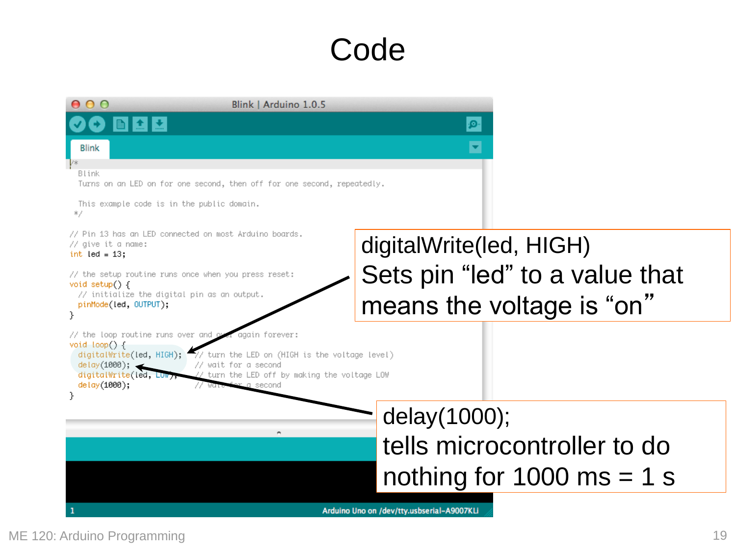# Code

Blink | Arduino 1.0.5

```
/*
  Blink
  Turns on an LED on for one second, then off for one second, repeatedly.

  This example code is in the public domain.
 */

// Pin 13 has an LED connected on most Arduino boards.
// give it a name:
int led = 13;

// the setup routine runs once when you press reset:
void setup() {
  // initialize the digital pin as an output.
  pinMode(led, OUTPUT);
}

// the loop routine runs over and over again forever:
void loop() {
  digitalWrite(led, HIGH);   // turn the LED on (HIGH is the voltage level)
  delay(1000);               // wait for a second
  digitalWrite(led, LOW);    // turn the LED off by making the voltage LOW
  delay(1000);               // wait for a second
}
```

Arduino Uno on /dev/tty.usbserial-A9007KLi

digitalWrite(led, HIGH)
Sets pin "led" to a value that means the voltage is "on"

delay(1000);
tells microcontroller to do nothing for 1000 ms = 1 s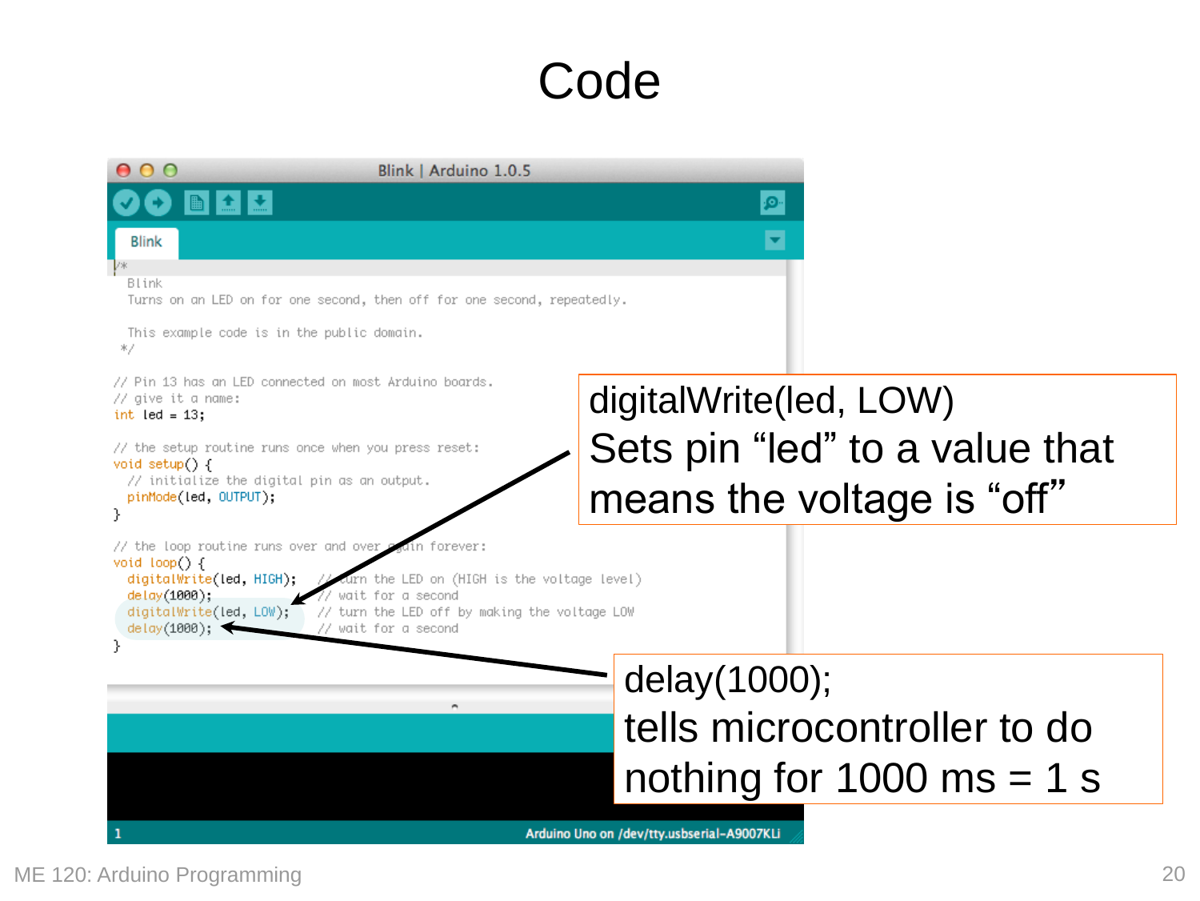# Code

Blink | Arduino 1.0.5

```
/*
  Blink
  Turns on an LED on for one second, then off for one second, repeatedly.

  This example code is in the public domain.
 */

// Pin 13 has an LED connected on most Arduino boards.
// give it a name:
int led = 13;

// the setup routine runs once when you press reset:
void setup() {
  // initialize the digital pin as an output.
  pinMode(led, OUTPUT);
}

// the loop routine runs over and over again forever:
void loop() {
  digitalWrite(led, HIGH);   // turn the LED on (HIGH is the voltage level)
  delay(1000);               // wait for a second
  digitalWrite(led, LOW);    // turn the LED off by making the voltage LOW
  delay(1000);               // wait for a second
}
```

Arduino Uno on /dev/tty.usbserial-A9007KLi

digitalWrite(led, LOW)
Sets pin “led” to a value that means the voltage is “off”

delay(1000);
tells microcontroller to do nothing for 1000 ms = 1 s